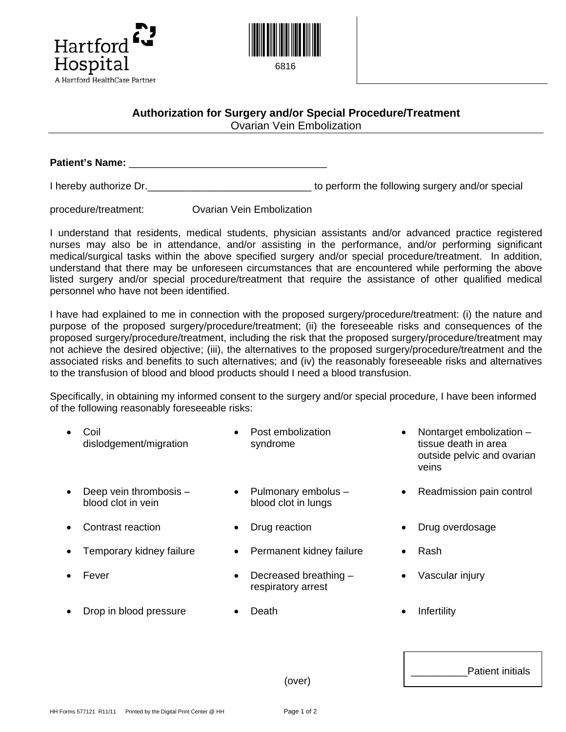Hartford Hospital
A Hartford HealthCare Partner

6816

## Authorization for Surgery and/or Special Procedure/Treatment

Ovarian Vein Embolization

**Patient's Name:** ___________________________________

I hereby authorize Dr.____________________________ to perform the following surgery and/or special procedure/treatment: Ovarian Vein Embolization

I understand that residents, medical students, physician assistants and/or advanced practice registered nurses may also be in attendance, and/or assisting in the performance, and/or performing significant medical/surgical tasks within the above specified surgery and/or special procedure/treatment. In addition, understand that there may be unforeseen circumstances that are encountered while performing the above listed surgery and/or special procedure/treatment that require the assistance of other qualified medical personnel who have not been identified.

I have had explained to me in connection with the proposed surgery/procedure/treatment: (i) the nature and purpose of the proposed surgery/procedure/treatment; (ii) the foreseeable risks and consequences of the proposed surgery/procedure/treatment, including the risk that the proposed surgery/procedure/treatment may not achieve the desired objective; (iii), the alternatives to the proposed surgery/procedure/treatment and the associated risks and benefits to such alternatives; and (iv) the reasonably foreseeable risks and alternatives to the transfusion of blood and blood products should I need a blood transfusion.

Specifically, in obtaining my informed consent to the surgery and/or special procedure, I have been informed of the following reasonably foreseeable risks:

- Coil dislodgement/migration
- Post embolization syndrome
- Nontarget embolization – tissue death in area outside pelvic and ovarian veins
- Deep vein thrombosis – blood clot in vein
- Pulmonary embolus – blood clot in lungs
- Readmission pain control
- Contrast reaction
- Drug reaction
- Drug overdosage
- Temporary kidney failure
- Permanent kidney failure
- Rash
- Fever
- Decreased breathing – respiratory arrest
- Vascular injury
- Drop in blood pressure
- Death
- Infertility

__________Patient initials

(over)

HH Forms 577121 R11/11 Printed by the Digital Print Center @ HH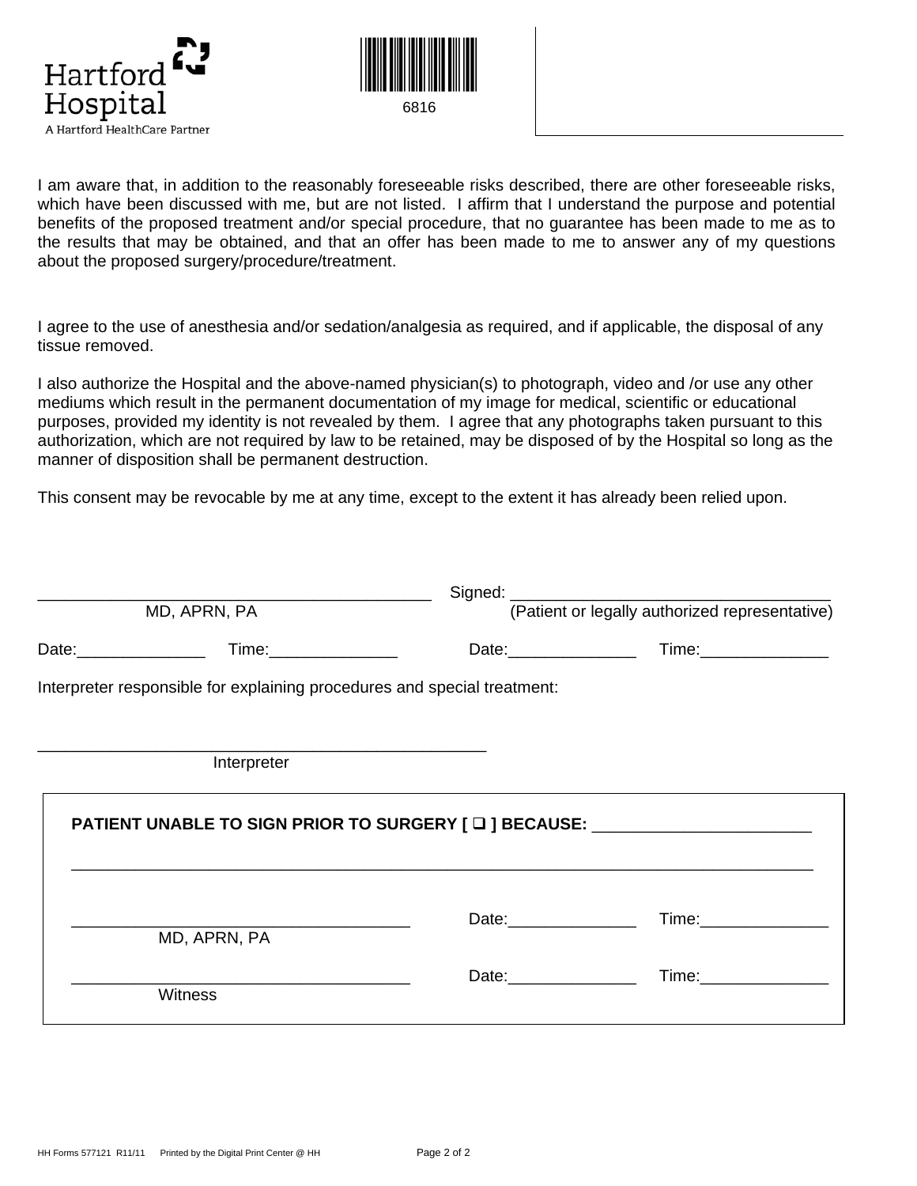Hartford Hospital
A Hartford HealthCare Partner

6816

I am aware that, in addition to the reasonably foreseeable risks described, there are other foreseeable risks, which have been discussed with me, but are not listed. I affirm that I understand the purpose and potential benefits of the proposed treatment and/or special procedure, that no guarantee has been made to me as to the results that may be obtained, and that an offer has been made to me to answer any of my questions about the proposed surgery/procedure/treatment.

I agree to the use of anesthesia and/or sedation/analgesia as required, and if applicable, the disposal of any tissue removed.

I also authorize the Hospital and the above-named physician(s) to photograph, video and /or use any other mediums which result in the permanent documentation of my image for medical, scientific or educational purposes, provided my identity is not revealed by them. I agree that any photographs taken pursuant to this authorization, which are not required by law to be retained, may be disposed of by the Hospital so long as the manner of disposition shall be permanent destruction.

This consent may be revocable by me at any time, except to the extent it has already been relied upon.

_____________________________________________ Signed: ___________________________________

MD, APRN, PA (Patient or legally authorized representative)

Date:______________ Time:______________ Date:______________ Time:______________

Interpreter responsible for explaining procedures and special treatment:

___________________________________________________

Interpreter

**PATIENT UNABLE TO SIGN PRIOR TO SURGERY [ ❑ ] BECAUSE:** ________________________

_____________________________________________________________________________________

______________________________________ Date:______________ Time:______________

MD, APRN, PA

______________________________________ Date:______________ Time:______________

Witness

HH Forms 577121 R11/11 Printed by the Digital Print Center @ HH